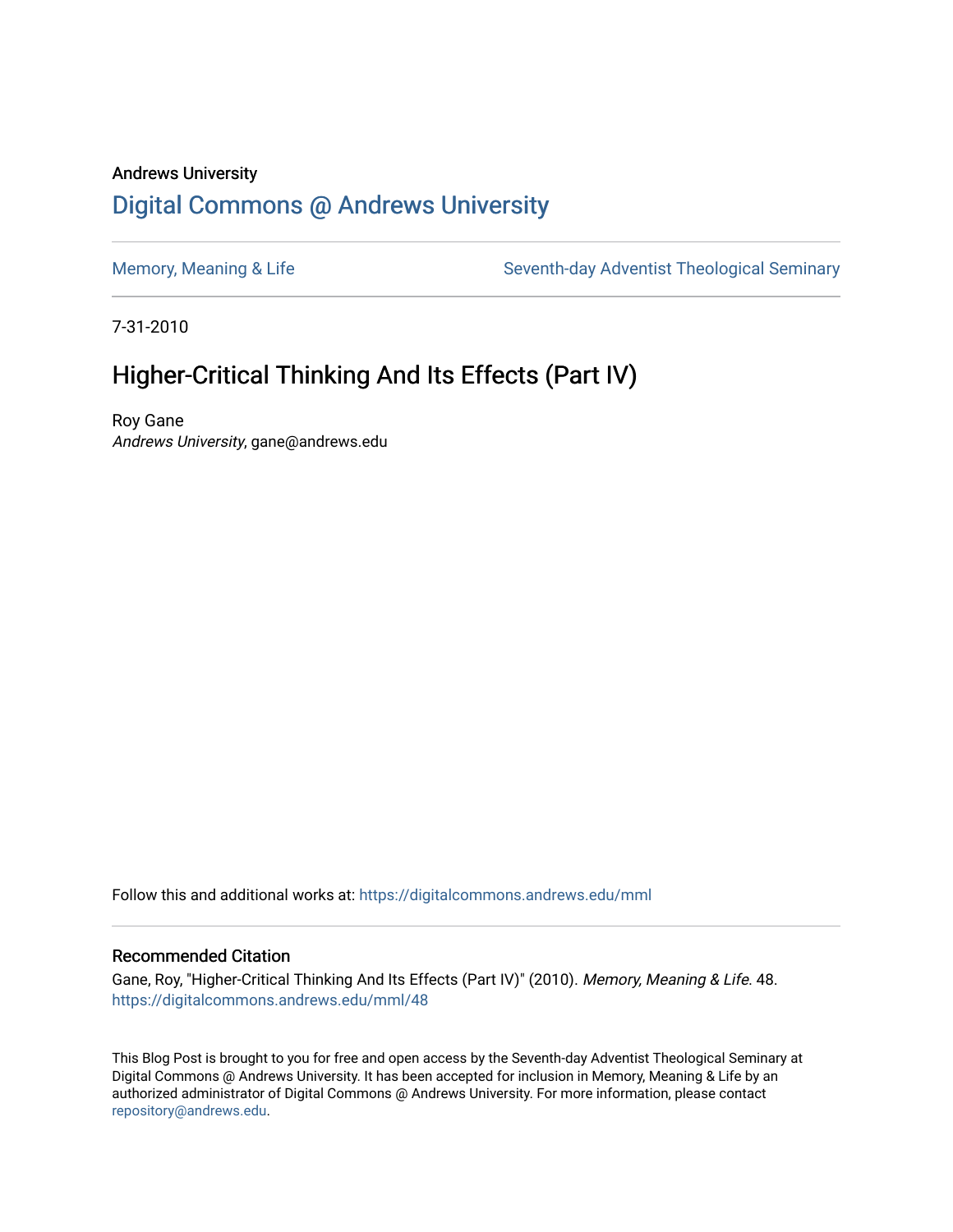Andrews University

# Digital Commons @ Andrews University

Memory, Meaning & Life | Seventh-day Adventist Theological Seminary

7-31-2010

## Higher-Critical Thinking And Its Effects (Part IV)

Roy Gane
*Andrews University*, gane@andrews.edu

Follow this and additional works at: https://digitalcommons.andrews.edu/mml

### Recommended Citation

Gane, Roy, "Higher-Critical Thinking And Its Effects (Part IV)" (2010). *Memory, Meaning & Life*. 48.
https://digitalcommons.andrews.edu/mml/48

This Blog Post is brought to you for free and open access by the Seventh-day Adventist Theological Seminary at Digital Commons @ Andrews University. It has been accepted for inclusion in Memory, Meaning & Life by an authorized administrator of Digital Commons @ Andrews University. For more information, please contact repository@andrews.edu.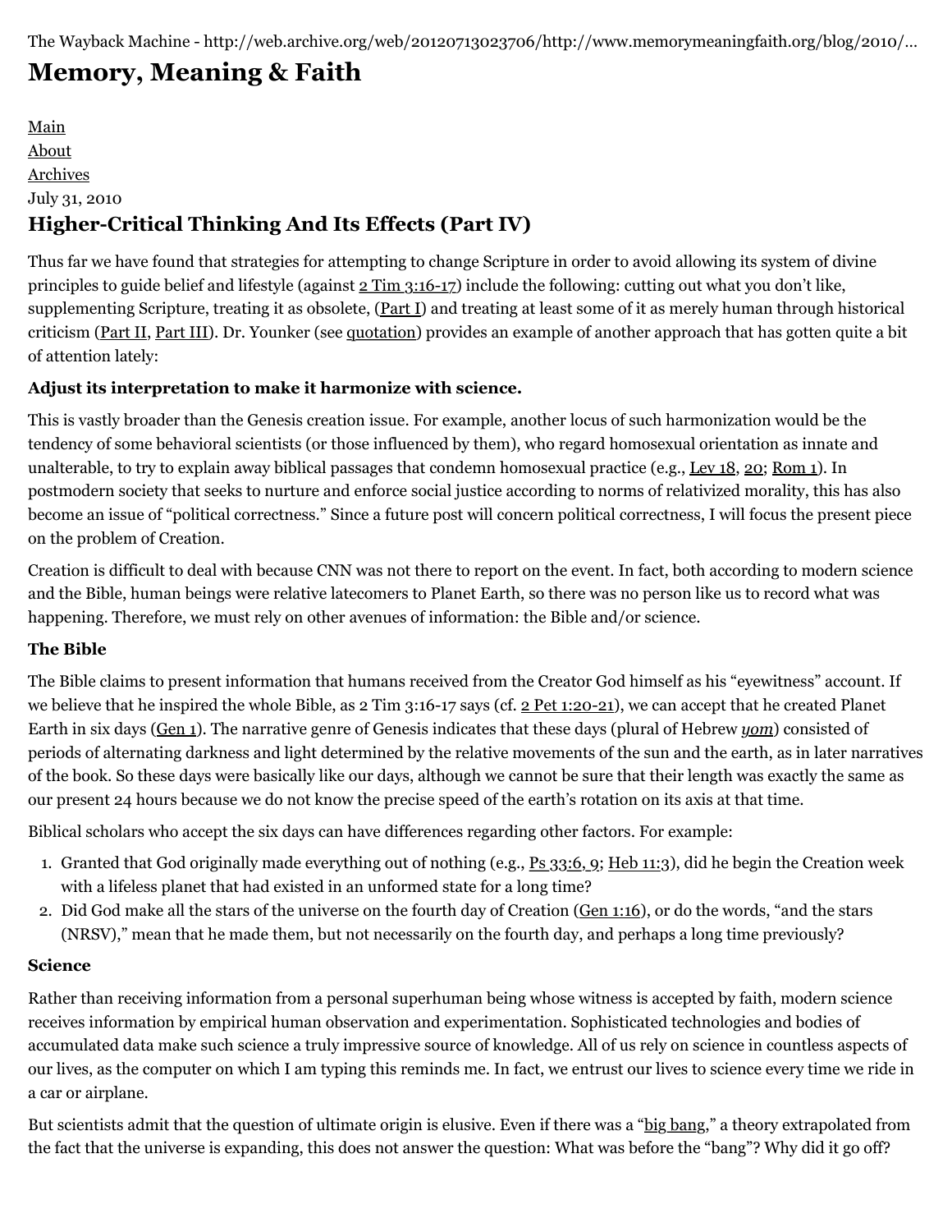The Wayback Machine - http://web.archive.org/web/20120713023706/http://www.memorymeaningfaith.org/blog/2010/...

# Memory, Meaning & Faith

Main
About
Archives

July 31, 2010

## Higher-Critical Thinking And Its Effects (Part IV)

Thus far we have found that strategies for attempting to change Scripture in order to avoid allowing its system of divine principles to guide belief and lifestyle (against 2 Tim 3:16-17) include the following: cutting out what you don't like, supplementing Scripture, treating it as obsolete, (Part I) and treating at least some of it as merely human through historical criticism (Part II, Part III). Dr. Younker (see quotation) provides an example of another approach that has gotten quite a bit of attention lately:

**Adjust its interpretation to make it harmonize with science.**

This is vastly broader than the Genesis creation issue. For example, another locus of such harmonization would be the tendency of some behavioral scientists (or those influenced by them), who regard homosexual orientation as innate and unalterable, to try to explain away biblical passages that condemn homosexual practice (e.g., Lev 18, 20; Rom 1). In postmodern society that seeks to nurture and enforce social justice according to norms of relativized morality, this has also become an issue of "political correctness." Since a future post will concern political correctness, I will focus the present piece on the problem of Creation.

Creation is difficult to deal with because CNN was not there to report on the event. In fact, both according to modern science and the Bible, human beings were relative latecomers to Planet Earth, so there was no person like us to record what was happening. Therefore, we must rely on other avenues of information: the Bible and/or science.

### The Bible

The Bible claims to present information that humans received from the Creator God himself as his "eyewitness" account. If we believe that he inspired the whole Bible, as 2 Tim 3:16-17 says (cf. 2 Pet 1:20-21), we can accept that he created Planet Earth in six days (Gen 1). The narrative genre of Genesis indicates that these days (plural of Hebrew *yom*) consisted of periods of alternating darkness and light determined by the relative movements of the sun and the earth, as in later narratives of the book. So these days were basically like our days, although we cannot be sure that their length was exactly the same as our present 24 hours because we do not know the precise speed of the earth's rotation on its axis at that time.

Biblical scholars who accept the six days can have differences regarding other factors. For example:

1. Granted that God originally made everything out of nothing (e.g., Ps 33:6, 9; Heb 11:3), did he begin the Creation week with a lifeless planet that had existed in an unformed state for a long time?
2. Did God make all the stars of the universe on the fourth day of Creation (Gen 1:16), or do the words, "and the stars (NRSV)," mean that he made them, but not necessarily on the fourth day, and perhaps a long time previously?

### Science

Rather than receiving information from a personal superhuman being whose witness is accepted by faith, modern science receives information by empirical human observation and experimentation. Sophisticated technologies and bodies of accumulated data make such science a truly impressive source of knowledge. All of us rely on science in countless aspects of our lives, as the computer on which I am typing this reminds me. In fact, we entrust our lives to science every time we ride in a car or airplane.

But scientists admit that the question of ultimate origin is elusive. Even if there was a "big bang," a theory extrapolated from the fact that the universe is expanding, this does not answer the question: What was before the "bang"? Why did it go off?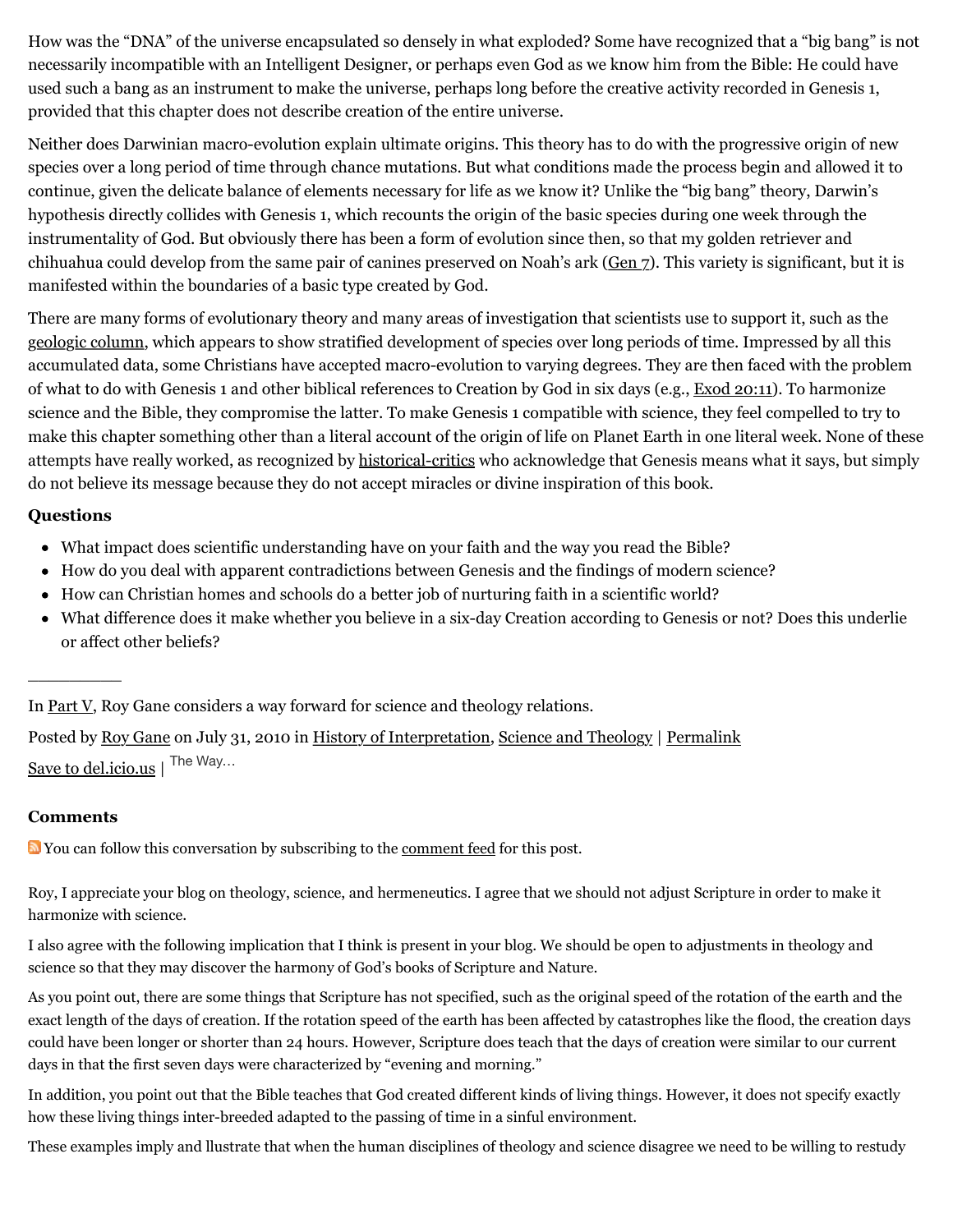How was the "DNA" of the universe encapsulated so densely in what exploded? Some have recognized that a "big bang" is not necessarily incompatible with an Intelligent Designer, or perhaps even God as we know him from the Bible: He could have used such a bang as an instrument to make the universe, perhaps long before the creative activity recorded in Genesis 1, provided that this chapter does not describe creation of the entire universe.

Neither does Darwinian macro-evolution explain ultimate origins. This theory has to do with the progressive origin of new species over a long period of time through chance mutations. But what conditions made the process begin and allowed it to continue, given the delicate balance of elements necessary for life as we know it? Unlike the "big bang" theory, Darwin's hypothesis directly collides with Genesis 1, which recounts the origin of the basic species during one week through the instrumentality of God. But obviously there has been a form of evolution since then, so that my golden retriever and chihuahua could develop from the same pair of canines preserved on Noah's ark (Gen 7). This variety is significant, but it is manifested within the boundaries of a basic type created by God.

There are many forms of evolutionary theory and many areas of investigation that scientists use to support it, such as the geologic column, which appears to show stratified development of species over long periods of time. Impressed by all this accumulated data, some Christians have accepted macro-evolution to varying degrees. They are then faced with the problem of what to do with Genesis 1 and other biblical references to Creation by God in six days (e.g., Exod 20:11). To harmonize science and the Bible, they compromise the latter. To make Genesis 1 compatible with science, they feel compelled to try to make this chapter something other than a literal account of the origin of life on Planet Earth in one literal week. None of these attempts have really worked, as recognized by historical-critics who acknowledge that Genesis means what it says, but simply do not believe its message because they do not accept miracles or divine inspiration of this book.

### Questions

- What impact does scientific understanding have on your faith and the way you read the Bible?
- How do you deal with apparent contradictions between Genesis and the findings of modern science?
- How can Christian homes and schools do a better job of nurturing faith in a scientific world?
- What difference does it make whether you believe in a six-day Creation according to Genesis or not? Does this underlie or affect other beliefs?

---

In Part V, Roy Gane considers a way forward for science and theology relations.

Posted by Roy Gane on July 31, 2010 in History of Interpretation, Science and Theology | Permalink

Save to del.icio.us | The Way...

### Comments

You can follow this conversation by subscribing to the comment feed for this post.

Roy, I appreciate your blog on theology, science, and hermeneutics. I agree that we should not adjust Scripture in order to make it harmonize with science.

I also agree with the following implication that I think is present in your blog. We should be open to adjustments in theology and science so that they may discover the harmony of God's books of Scripture and Nature.

As you point out, there are some things that Scripture has not specified, such as the original speed of the rotation of the earth and the exact length of the days of creation. If the rotation speed of the earth has been affected by catastrophes like the flood, the creation days could have been longer or shorter than 24 hours. However, Scripture does teach that the days of creation were similar to our current days in that the first seven days were characterized by "evening and morning."

In addition, you point out that the Bible teaches that God created different kinds of living things. However, it does not specify exactly how these living things inter-breeded adapted to the passing of time in a sinful environment.

These examples imply and llustrate that when the human disciplines of theology and science disagree we need to be willing to restudy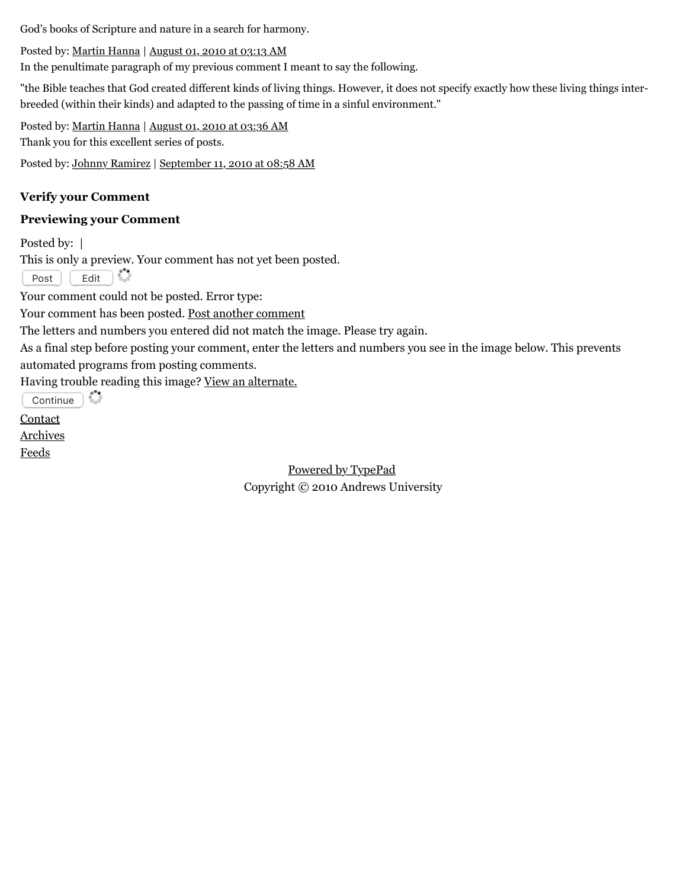God's books of Scripture and nature in a search for harmony.

Posted by: Martin Hanna | August 01, 2010 at 03:13 AM

In the penultimate paragraph of my previous comment I meant to say the following.

"the Bible teaches that God created different kinds of living things. However, it does not specify exactly how these living things inter-breeded (within their kinds) and adapted to the passing of time in a sinful environment."

Posted by: Martin Hanna | August 01, 2010 at 03:36 AM

Thank you for this excellent series of posts.

Posted by: Johnny Ramirez | September 11, 2010 at 08:58 AM

### Verify your Comment

### Previewing your Comment

Posted by: |

This is only a preview. Your comment has not yet been posted.

Post Edit

Your comment could not be posted. Error type:

Your comment has been posted. Post another comment

The letters and numbers you entered did not match the image. Please try again.

As a final step before posting your comment, enter the letters and numbers you see in the image below. This prevents automated programs from posting comments.

Having trouble reading this image? View an alternate.

Continue

Contact

Archives

Feeds

Powered by TypePad

Copyright © 2010 Andrews University